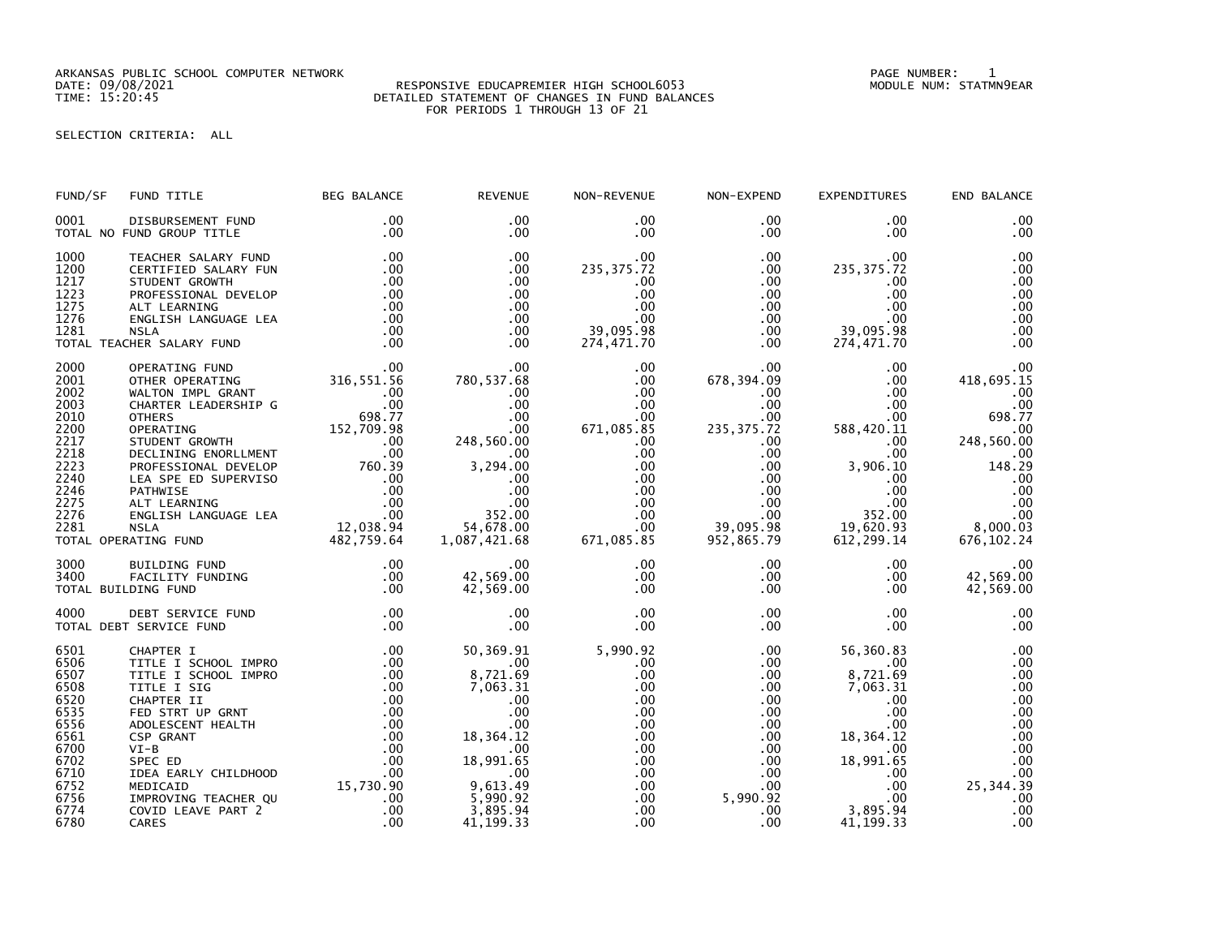ARKANSAS PUBLIC SCHOOL COMPUTER NETWORK
DATE: 09/08/2021
TIME: 15:20:45

RESPONSIVE EDUCAPREMIER HIGH SCHOOL6053
DETAILED STATEMENT OF CHANGES IN FUND BALANCES
FOR PERIODS 1 THROUGH 13 OF 21

PAGE NUMBER: 1
MODULE NUM: STATMN9EAR

SELECTION CRITERIA: ALL

| FUND/SF | FUND TITLE | BEG BALANCE | REVENUE | NON-REVENUE | NON-EXPEND | EXPENDITURES | END BALANCE |
|---|---|---|---|---|---|---|---|
| 0001 | DISBURSEMENT FUND | .00 | .00 | .00 | .00 | .00 | .00 |
| TOTAL NO FUND GROUP TITLE | | .00 | .00 | .00 | .00 | .00 | .00 |
| 1000 | TEACHER SALARY FUND | .00 | .00 | .00 | .00 | .00 | .00 |
| 1200 | CERTIFIED SALARY FUN | .00 | .00 | 235,375.72 | .00 | 235,375.72 | .00 |
| 1217 | STUDENT GROWTH | .00 | .00 | .00 | .00 | .00 | .00 |
| 1223 | PROFESSIONAL DEVELOP | .00 | .00 | .00 | .00 | .00 | .00 |
| 1275 | ALT LEARNING | .00 | .00 | .00 | .00 | .00 | .00 |
| 1276 | ENGLISH LANGUAGE LEA | .00 | .00 | .00 | .00 | .00 | .00 |
| 1281 | NSLA | .00 | .00 | 39,095.98 | .00 | 39,095.98 | .00 |
| TOTAL TEACHER SALARY FUND | | .00 | .00 | 274,471.70 | .00 | 274,471.70 | .00 |
| 2000 | OPERATING FUND | .00 | .00 | .00 | .00 | .00 | .00 |
| 2001 | OTHER OPERATING | 316,551.56 | 780,537.68 | .00 | 678,394.09 | .00 | 418,695.15 |
| 2002 | WALTON IMPL GRANT | .00 | .00 | .00 | .00 | .00 | .00 |
| 2003 | CHARTER LEADERSHIP G | .00 | .00 | .00 | .00 | .00 | .00 |
| 2010 | OTHERS | 698.77 | .00 | .00 | .00 | .00 | 698.77 |
| 2200 | OPERATING | 152,709.98 | .00 | 671,085.85 | 235,375.72 | 588,420.11 | .00 |
| 2217 | STUDENT GROWTH | .00 | 248,560.00 | .00 | .00 | .00 | 248,560.00 |
| 2218 | DECLINING ENORLLMENT | .00 | .00 | .00 | .00 | .00 | .00 |
| 2223 | PROFESSIONAL DEVELOP | 760.39 | 3,294.00 | .00 | .00 | 3,906.10 | 148.29 |
| 2240 | LEA SPE ED SUPERVISO | .00 | .00 | .00 | .00 | .00 | .00 |
| 2246 | PATHWISE | .00 | .00 | .00 | .00 | .00 | .00 |
| 2275 | ALT LEARNING | .00 | .00 | .00 | .00 | .00 | .00 |
| 2276 | ENGLISH LANGUAGE LEA | .00 | 352.00 | .00 | .00 | 352.00 | .00 |
| 2281 | NSLA | 12,038.94 | 54,678.00 | .00 | 39,095.98 | 19,620.93 | 8,000.03 |
| TOTAL OPERATING FUND | | 482,759.64 | 1,087,421.68 | 671,085.85 | 952,865.79 | 612,299.14 | 676,102.24 |
| 3000 | BUILDING FUND | .00 | .00 | .00 | .00 | .00 | .00 |
| 3400 | FACILITY FUNDING | .00 | 42,569.00 | .00 | .00 | .00 | 42,569.00 |
| TOTAL BUILDING FUND | | .00 | 42,569.00 | .00 | .00 | .00 | 42,569.00 |
| 4000 | DEBT SERVICE FUND | .00 | .00 | .00 | .00 | .00 | .00 |
| TOTAL DEBT SERVICE FUND | | .00 | .00 | .00 | .00 | .00 | .00 |
| 6501 | CHAPTER I | .00 | 50,369.91 | 5,990.92 | .00 | 56,360.83 | .00 |
| 6506 | TITLE I SCHOOL IMPRO | .00 | .00 | .00 | .00 | .00 | .00 |
| 6507 | TITLE I SCHOOL IMPRO | .00 | 8,721.69 | .00 | .00 | 8,721.69 | .00 |
| 6508 | TITLE I SIG | .00 | 7,063.31 | .00 | .00 | 7,063.31 | .00 |
| 6520 | CHAPTER II | .00 | .00 | .00 | .00 | .00 | .00 |
| 6535 | FED STRT UP GRNT | .00 | .00 | .00 | .00 | .00 | .00 |
| 6556 | ADOLESCENT HEALTH | .00 | .00 | .00 | .00 | .00 | .00 |
| 6561 | CSP GRANT | .00 | 18,364.12 | .00 | .00 | 18,364.12 | .00 |
| 6700 | VI-B | .00 | .00 | .00 | .00 | .00 | .00 |
| 6702 | SPEC ED | .00 | 18,991.65 | .00 | .00 | 18,991.65 | .00 |
| 6710 | IDEA EARLY CHILDHOOD | .00 | .00 | .00 | .00 | .00 | .00 |
| 6752 | MEDICAID | 15,730.90 | 9,613.49 | .00 | .00 | .00 | 25,344.39 |
| 6756 | IMPROVING TEACHER QU | .00 | 5,990.92 | .00 | 5,990.92 | .00 | .00 |
| 6774 | COVID LEAVE PART 2 | .00 | 3,895.94 | .00 | .00 | 3,895.94 | .00 |
| 6780 | CARES | .00 | 41,199.33 | .00 | .00 | 41,199.33 | .00 |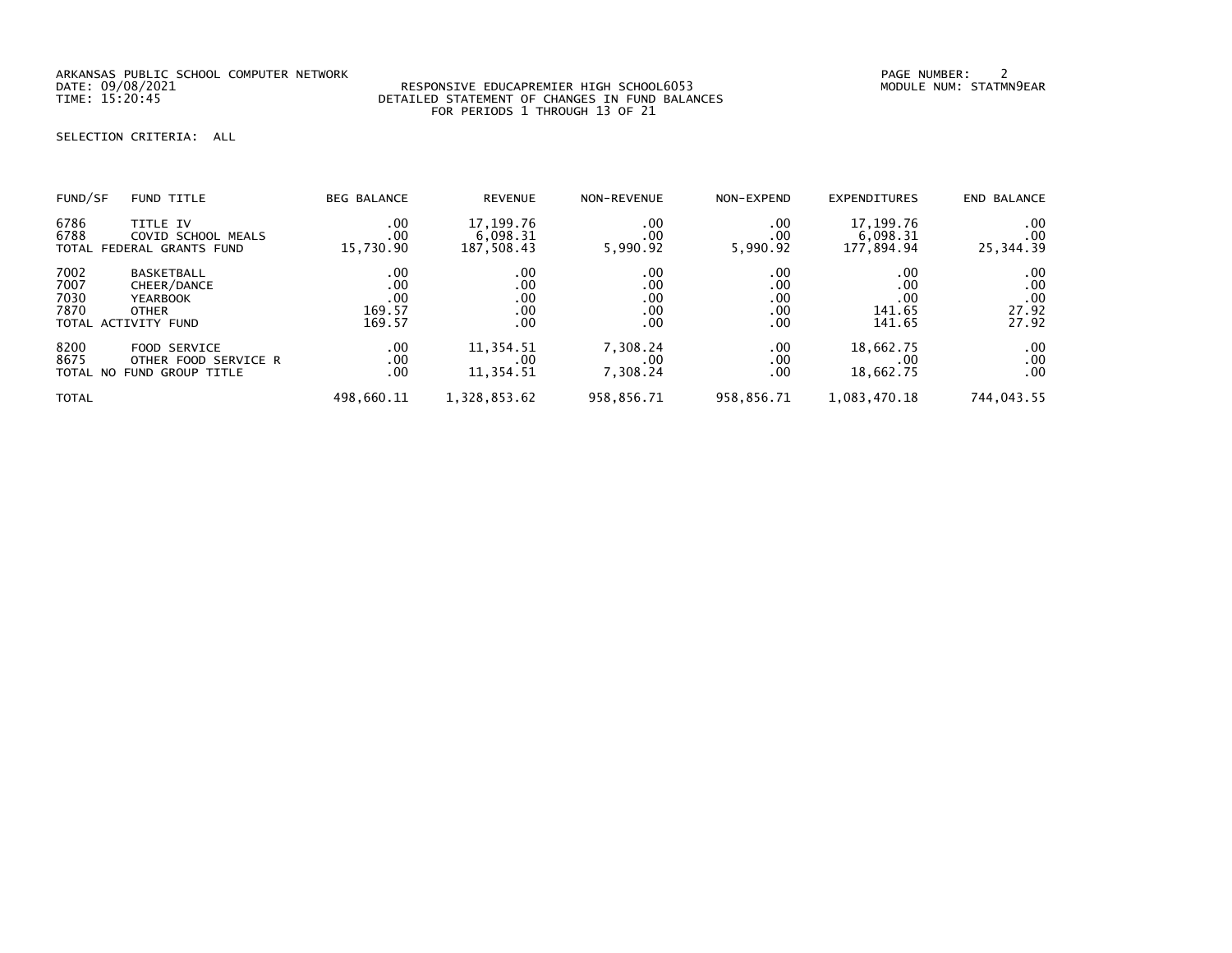ARKANSAS PUBLIC SCHOOL COMPUTER NETWORK
DATE: 09/08/2021
TIME: 15:20:45

RESPONSIVE EDUCAPREMIER HIGH SCHOOL6053
DETAILED STATEMENT OF CHANGES IN FUND BALANCES
FOR PERIODS 1 THROUGH 13 OF 21

MODULE NUM: STATMN9EAR

SELECTION CRITERIA: ALL

| FUND/SF | FUND TITLE | BEG BALANCE | REVENUE | NON-REVENUE | NON-EXPEND | EXPENDITURES | END BALANCE |
|---|---|---|---|---|---|---|---|
| 6786 | TITLE IV | .00 | 17,199.76 | .00 | .00 | 17,199.76 | .00 |
| 6788 | COVID SCHOOL MEALS | .00 | 6,098.31 | .00 | .00 | 6,098.31 | .00 |
| TOTAL | FEDERAL GRANTS FUND | 15,730.90 | 187,508.43 | 5,990.92 | 5,990.92 | 177,894.94 | 25,344.39 |
| 7002 | BASKETBALL | .00 | .00 | .00 | .00 | .00 | .00 |
| 7007 | CHEER/DANCE | .00 | .00 | .00 | .00 | .00 | .00 |
| 7030 | YEARBOOK | .00 | .00 | .00 | .00 | .00 | .00 |
| 7870 | OTHER | 169.57 | .00 | .00 | .00 | 141.65 | 27.92 |
| TOTAL | ACTIVITY FUND | 169.57 | .00 | .00 | .00 | 141.65 | 27.92 |
| 8200 | FOOD SERVICE | .00 | 11,354.51 | 7,308.24 | .00 | 18,662.75 | .00 |
| 8675 | OTHER FOOD SERVICE R | .00 | .00 | .00 | .00 | .00 | .00 |
| TOTAL | NO FUND GROUP TITLE | .00 | 11,354.51 | 7,308.24 | .00 | 18,662.75 | .00 |
| TOTAL | | 498,660.11 | 1,328,853.62 | 958,856.71 | 958,856.71 | 1,083,470.18 | 744,043.55 |